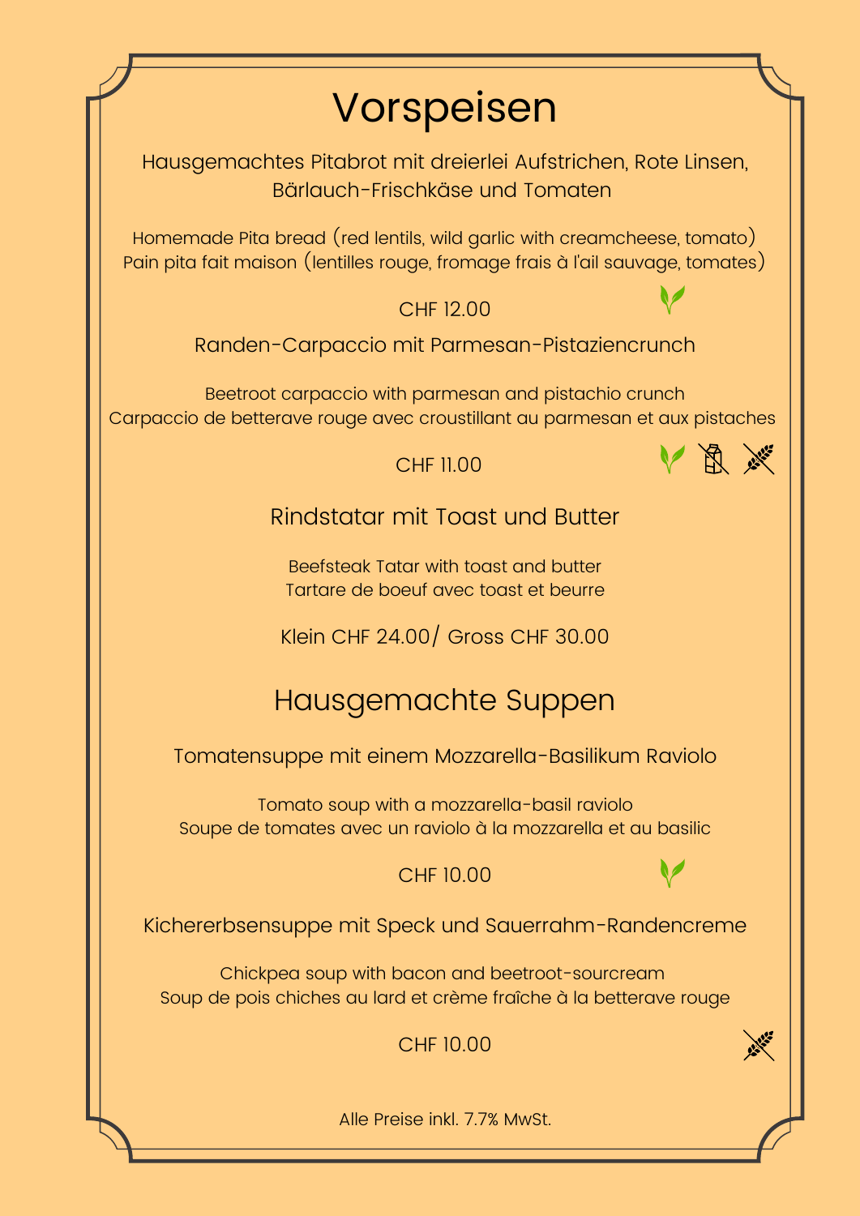# Vorspeisen

Hausgemachtes Pitabrot mit dreierlei Aufstrichen, Rote Linsen, Bärlauch-Frischkäse und Tomaten

Homemade Pita bread (red lentils, wild garlic with creamcheese, tomato)
Pain pita fait maison (lentilles rouge, fromage frais à l'ail sauvage, tomates)

CHF 12.00

Randen-Carpaccio mit Parmesan-Pistaziencrunch

Beetroot carpaccio with parmesan and pistachio crunch
Carpaccio de betterave rouge avec croustillant au parmesan et aux pistaches

CHF 11.00

Rindstatar mit Toast und Butter

Beefsteak Tatar with toast and butter
Tartare de boeuf avec toast et beurre

Klein CHF 24.00/ Gross CHF 30.00

# Hausgemachte Suppen

Tomatensuppe mit einem Mozzarella-Basilikum Raviolo

Tomato soup with a mozzarella-basil raviolo
Soupe de tomates avec un raviolo à la mozzarella et au basilic

CHF 10.00

Kichererbsensuppe mit Speck und Sauerrahm-Randencreme

Chickpea soup with bacon and beetroot-sourcream
Soup de pois chiches au lard et crème fraîche à la betterave rouge

CHF 10.00

Alle Preise inkl. 7.7% MwSt.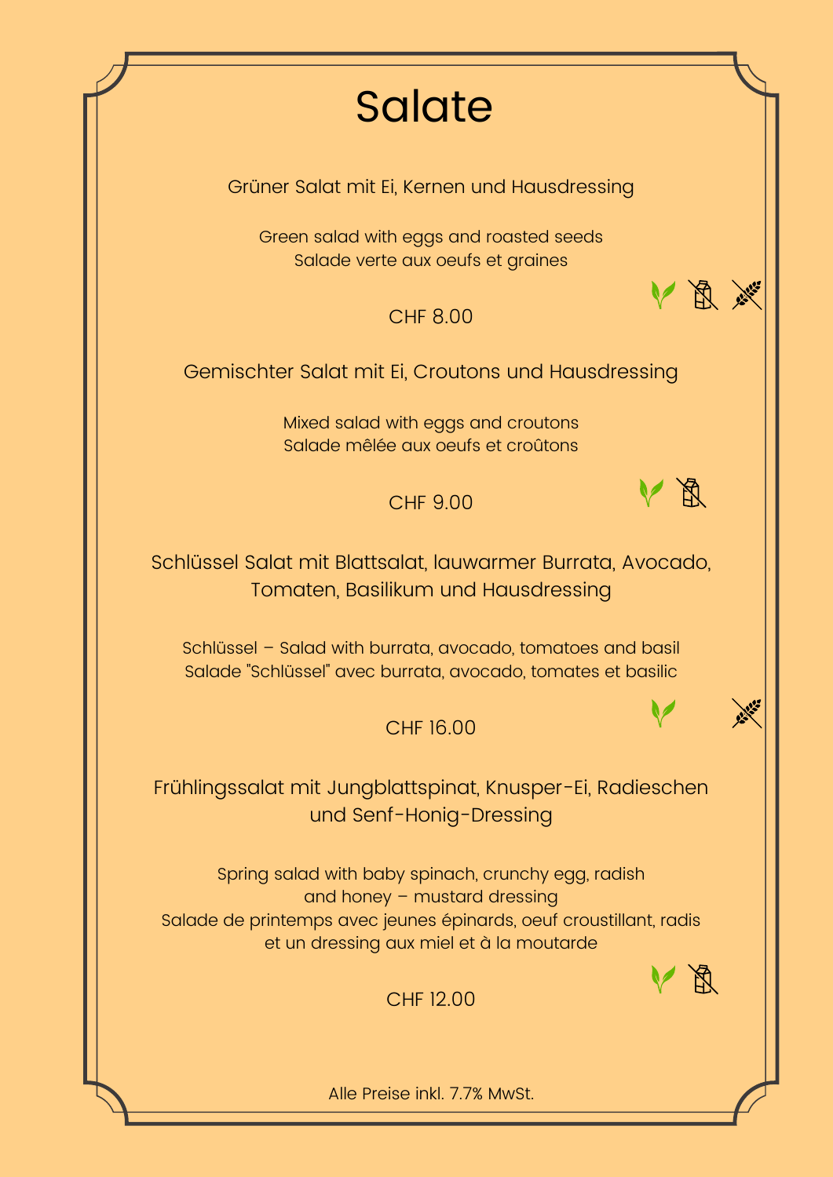# Salate

Grüner Salat mit Ei, Kernen und Hausdressing

Green salad with eggs and roasted seeds
Salade verte aux oeufs et graines

CHF 8.00

Gemischter Salat mit Ei, Croutons und Hausdressing

Mixed salad with eggs and croutons
Salade mêlée aux oeufs et croûtons

CHF 9.00

Schlüssel Salat mit Blattsalat, lauwarmer Burrata, Avocado, Tomaten, Basilikum und Hausdressing

Schlüssel – Salad with burrata, avocado, tomatoes and basil
Salade "Schlüssel" avec burrata, avocado, tomates et basilic

CHF 16.00

Frühlingssalat mit Jungblattspinat, Knusper-Ei, Radieschen und Senf-Honig-Dressing

Spring salad with baby spinach, crunchy egg, radish and honey – mustard dressing
Salade de printemps avec jeunes épinards, oeuf croustillant, radis et un dressing aux miel et à la moutarde

CHF 12.00

Alle Preise inkl. 7.7% MwSt.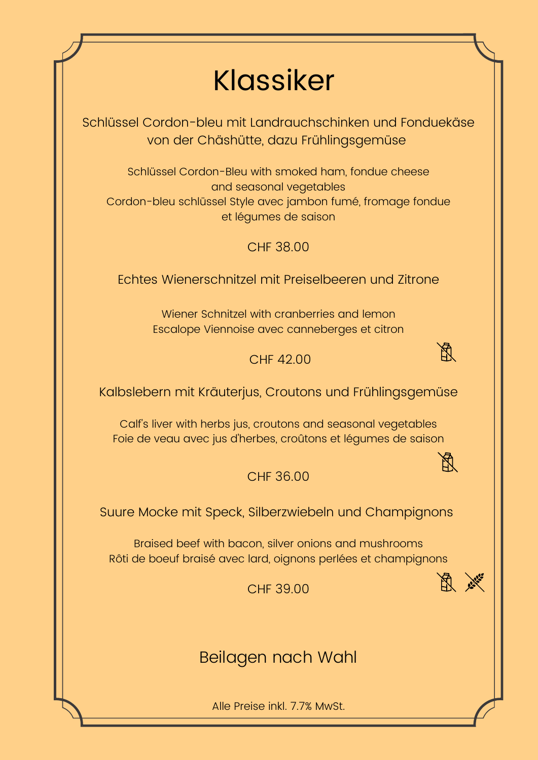# Klassiker

Schlüssel Cordon-bleu mit Landrauchschinken und Fonduekäse von der Chäshütte, dazu Frühlingsgemüse

Schlüssel Cordon-Bleu with smoked ham, fondue cheese and seasonal vegetables
Cordon-bleu schlüssel Style avec jambon fumé, fromage fondue et légumes de saison

CHF 38.00

Echtes Wienerschnitzel mit Preiselbeeren und Zitrone

Wiener Schnitzel with cranberries and lemon
Escalope Viennoise avec canneberges et citron

CHF 42.00

Kalbslebern mit Kräuterjus, Croutons und Frühlingsgemüse

Calf's liver with herbs jus, croutons and seasonal vegetables
Foie de veau avec jus d'herbes, croûtons et légumes de saison

CHF 36.00

Suure Mocke mit Speck, Silberzwiebeln und Champignons

Braised beef with bacon, silver onions and mushrooms
Rôti de boeuf braisé avec lard, oignons perlées et champignons

CHF 39.00

## Beilagen nach Wahl

Alle Preise inkl. 7.7% MwSt.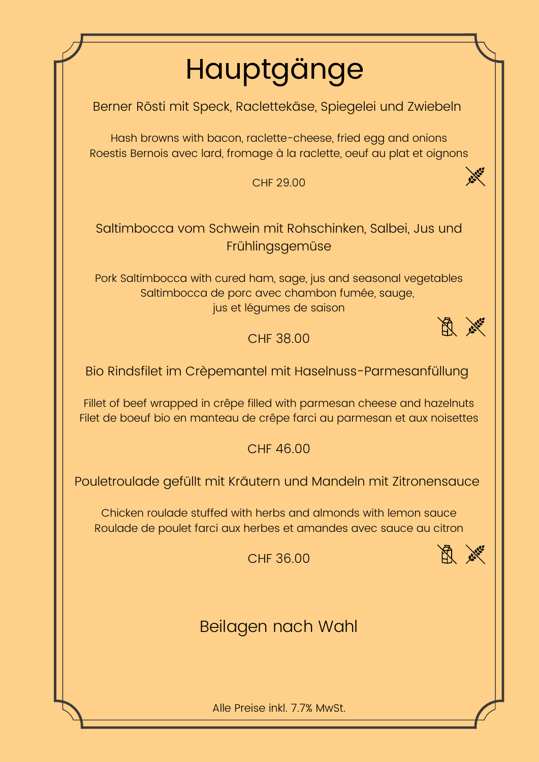# Hauptgänge

Berner Rösti mit Speck, Raclettekäse, Spiegelei und Zwiebeln

Hash browns with bacon, raclette-cheese, fried egg and onions
Roestis Bernois avec lard, fromage à la raclette, oeuf au plat et oignons

CHF 29.00

Saltimbocca vom Schwein mit Rohschinken, Salbei, Jus und Frühlingsgemüse

Pork Saltimbocca with cured ham, sage, jus and seasonal vegetables
Saltimbocca de porc avec chambon fumée, sauge,
jus et légumes de saison

CHF 38.00

Bio Rindsfilet im Crèpemantel mit Haselnuss-Parmesanfüllung

Fillet of beef wrapped in crêpe filled with parmesan cheese and hazelnuts
Filet de boeuf bio en manteau de crêpe farci au parmesan et aux noisettes

CHF 46.00

Pouletroulade gefüllt mit Kräutern und Mandeln mit Zitronensauce

Chicken roulade stuffed with herbs and almonds with lemon sauce
Roulade de poulet farci aux herbes et amandes avec sauce au citron

CHF 36.00

## Beilagen nach Wahl

Alle Preise inkl. 7.7% MwSt.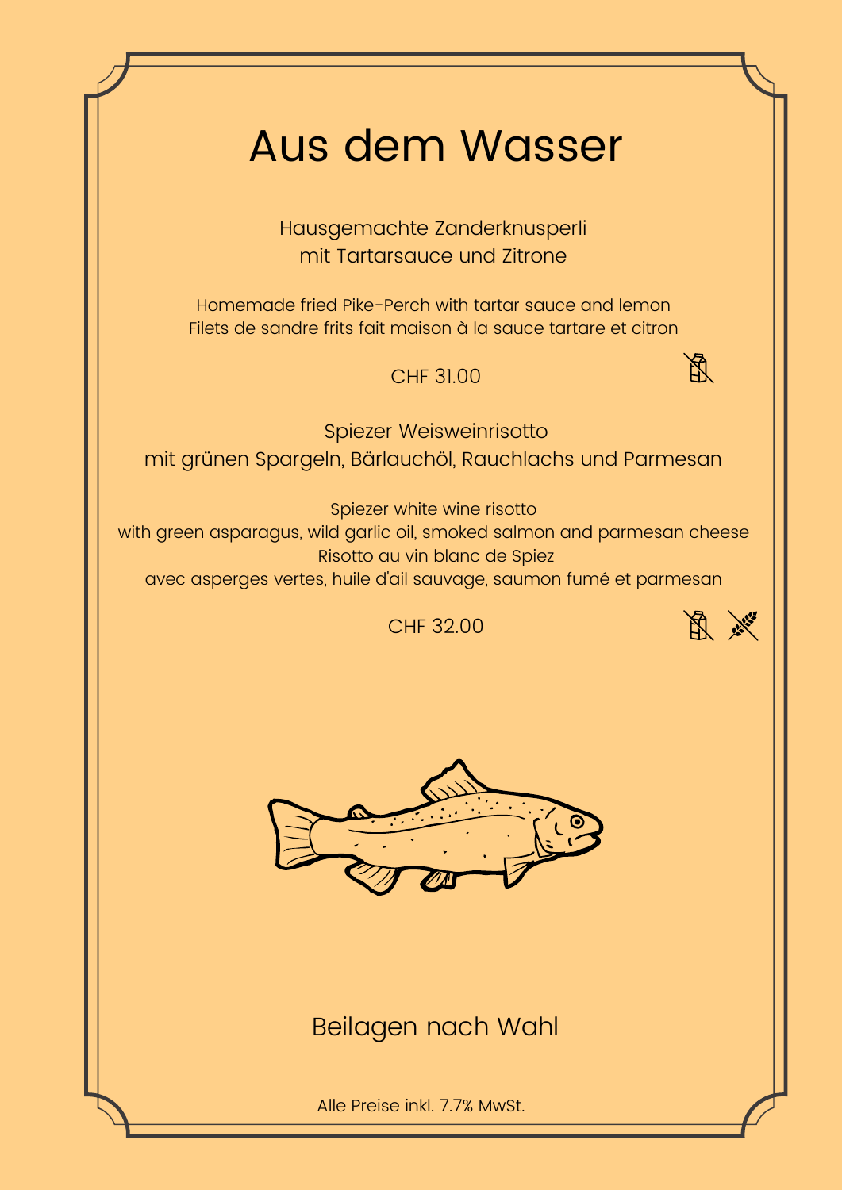# Aus dem Wasser

Hausgemachte Zanderknusperli
mit Tartarsauce und Zitrone

Homemade fried Pike-Perch with tartar sauce and lemon
Filets de sandre frits fait maison à la sauce tartare et citron

CHF 31.00

Spiezer Weisweinrisotto
mit grünen Spargeln, Bärlauchöl, Rauchlachs und Parmesan

Spiezer white wine risotto
with green asparagus, wild garlic oil, smoked salmon and parmesan cheese
Risotto au vin blanc de Spiez
avec asperges vertes, huile d'ail sauvage, saumon fumé et parmesan

CHF 32.00

Beilagen nach Wahl

Alle Preise inkl. 7.7% MwSt.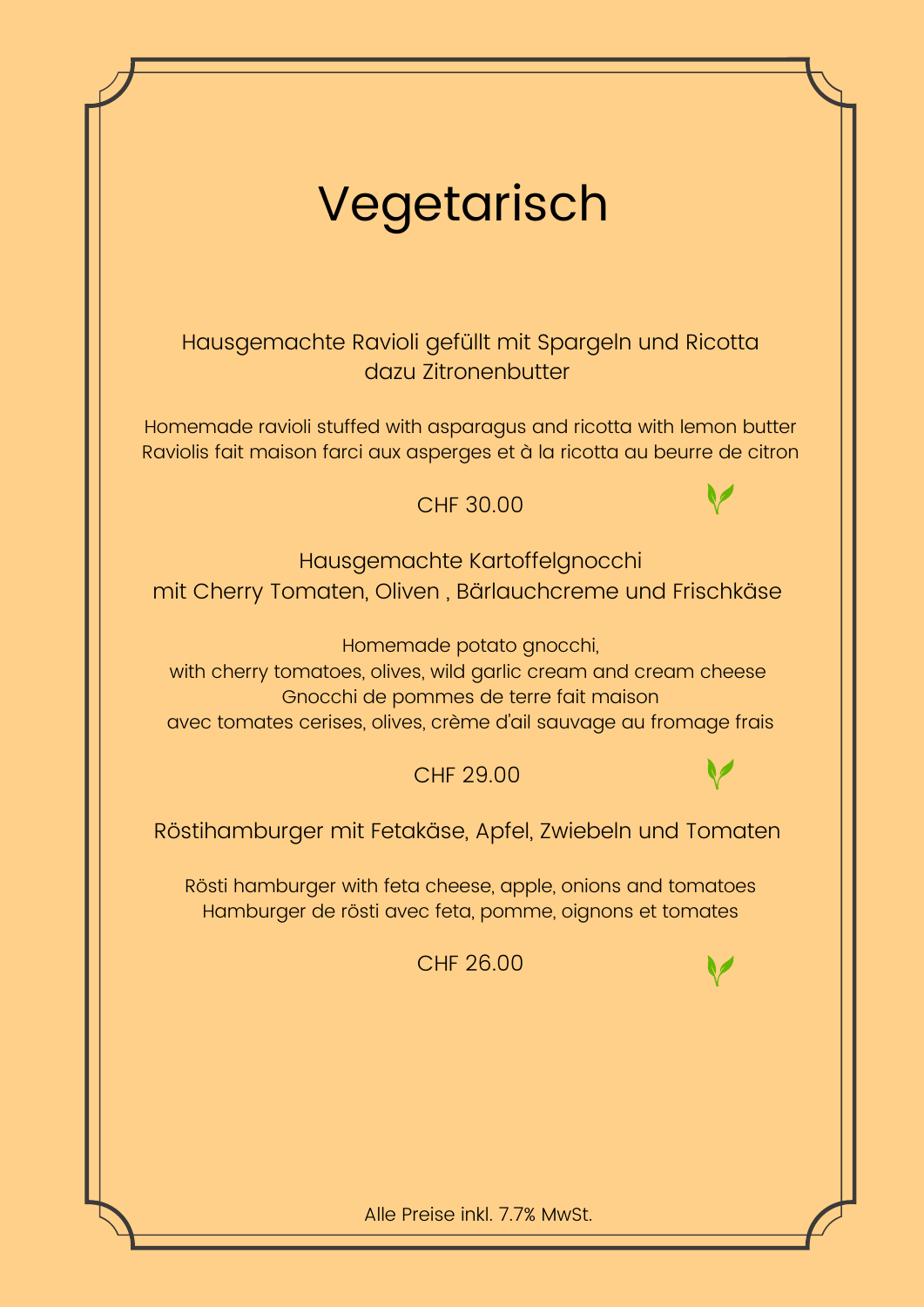# Vegetarisch

Hausgemachte Ravioli gefüllt mit Spargeln und Ricotta
dazu Zitronenbutter

Homemade ravioli stuffed with asparagus and ricotta with lemon butter
Raviolis fait maison farci aux asperges et à la ricotta au beurre de citron

CHF 30.00

Hausgemachte Kartoffelgnocchi
mit Cherry Tomaten, Oliven , Bärlauchcreme und Frischkäse

Homemade potato gnocchi,
with cherry tomatoes, olives, wild garlic cream and cream cheese
Gnocchi de pommes de terre fait maison
avec tomates cerises, olives, crème d'ail sauvage au fromage frais

CHF 29.00

Röstihamburger mit Fetakäse, Apfel, Zwiebeln und Tomaten

Rösti hamburger with feta cheese, apple, onions and tomatoes
Hamburger de rösti avec feta, pomme, oignons et tomates

CHF 26.00

Alle Preise inkl. 7.7% MwSt.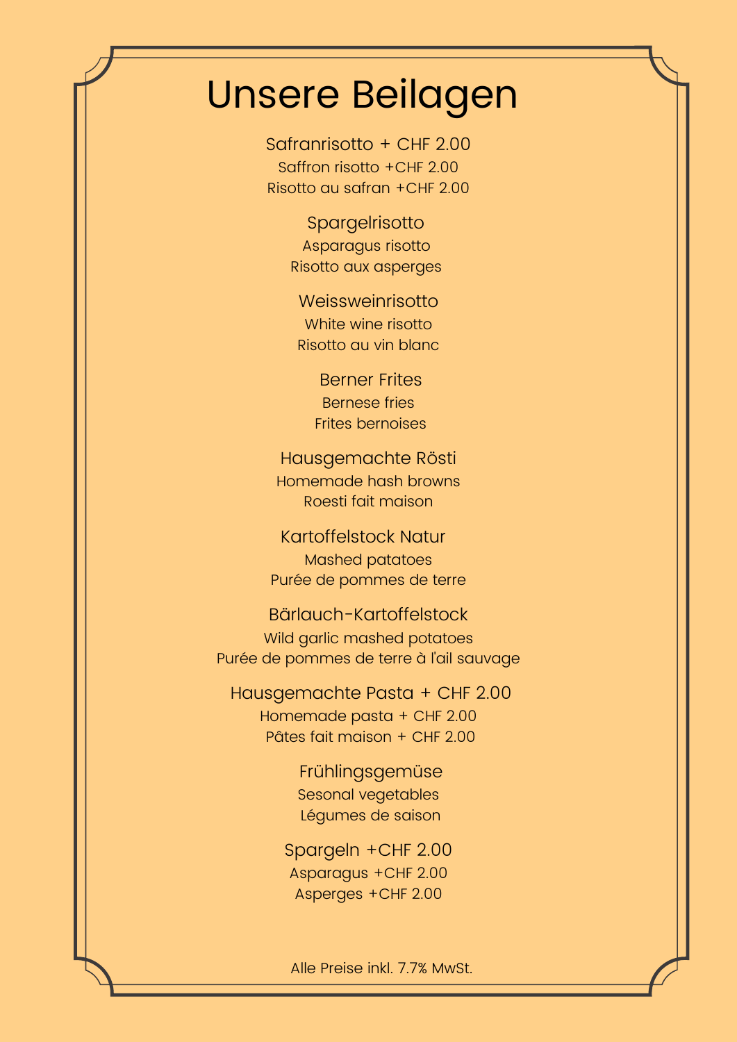# Unsere Beilagen

Safranrisotto + CHF 2.00
Saffron risotto +CHF 2.00
Risotto au safran +CHF 2.00

Spargelrisotto
Asparagus risotto
Risotto aux asperges

Weissweinrisotto
White wine risotto
Risotto au vin blanc

Berner Frites
Bernese fries
Frites bernoises

Hausgemachte Rösti
Homemade hash browns
Roesti fait maison

Kartoffelstock Natur
Mashed patatoes
Purée de pommes de terre

Bärlauch-Kartoffelstock
Wild garlic mashed potatoes
Purée de pommes de terre à l'ail sauvage

Hausgemachte Pasta + CHF 2.00
Homemade pasta + CHF 2.00
Pâtes fait maison + CHF 2.00

Frühlingsgemüse
Sesonal vegetables
Légumes de saison

Spargeln +CHF 2.00
Asparagus +CHF 2.00
Asperges +CHF 2.00

Alle Preise inkl. 7.7% MwSt.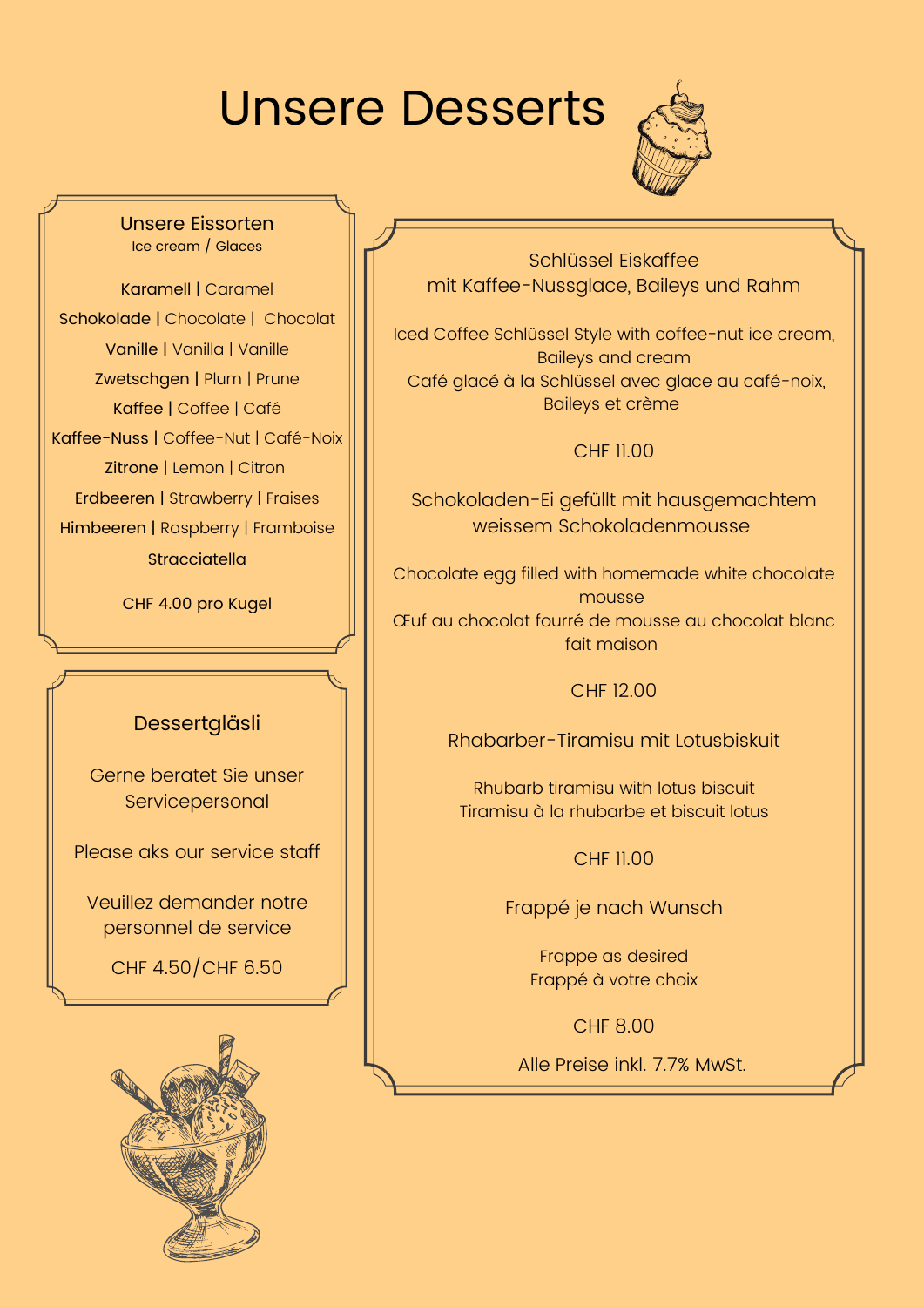# Unsere Desserts

## Unsere Eissorten

Ice cream / Glaces

**Karamell** | Caramel

**Schokolade** | Chocolate | Chocolat

**Vanille** | Vanilla | Vanille

**Zwetschgen** | Plum | Prune

**Kaffee** | Coffee | Café

**Kaffee-Nuss** | Coffee-Nut | Café-Noix

**Zitrone** | Lemon | Citron

**Erdbeeren** | Strawberry | Fraises

**Himbeeren** | Raspberry | Framboise

**Stracciatella**

CHF 4.00 pro Kugel

## Dessertgläsli

Gerne beratet Sie unser Servicepersonal

Please aks our service staff

Veuillez demander notre personnel de service

CHF 4.50/CHF 6.50

---

Schlüssel Eiskaffee
mit Kaffee-Nussglace, Baileys und Rahm

Iced Coffee Schlüssel Style with coffee-nut ice cream, Baileys and cream
Café glacé à la Schlüssel avec glace au café-noix, Baileys et crème

CHF 11.00

Schokoladen-Ei gefüllt mit hausgemachtem weissem Schokoladenmousse

Chocolate egg filled with homemade white chocolate mousse
Œuf au chocolat fourré de mousse au chocolat blanc fait maison

CHF 12.00

Rhabarber-Tiramisu mit Lotusbiskuit

Rhubarb tiramisu with lotus biscuit
Tiramisu à la rhubarbe et biscuit lotus

CHF 11.00

Frappé je nach Wunsch

Frappe as desired
Frappé à votre choix

CHF 8.00

Alle Preise inkl. 7.7% MwSt.